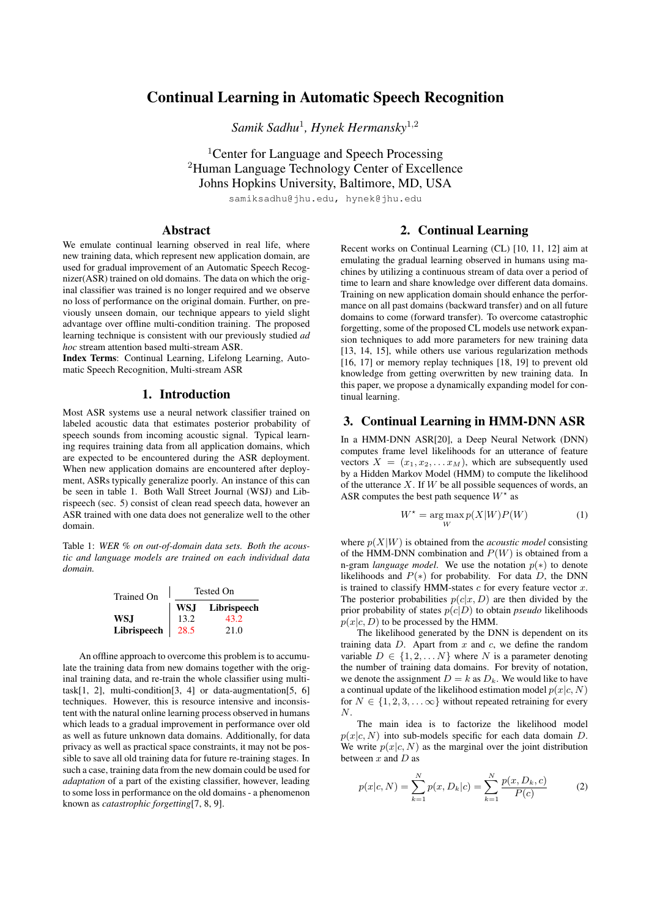# Continual Learning in Automatic Speech Recognition

*Samik Sadhu*[1], *Hynek Hermansky*[1,2]

[1]Center for Language and Speech Processing
[2]Human Language Technology Center of Excellence
Johns Hopkins University, Baltimore, MD, USA

samiksadhu@jhu.edu, hynek@jhu.edu

## Abstract

We emulate continual learning observed in real life, where new training data, which represent new application domain, are used for gradual improvement of an Automatic Speech Recognizer(ASR) trained on old domains. The data on which the original classifier was trained is no longer required and we observe no loss of performance on the original domain. Further, on previously unseen domain, our technique appears to yield slight advantage over offline multi-condition training. The proposed learning technique is consistent with our previously studied *ad hoc* stream attention based multi-stream ASR.

**Index Terms**: Continual Learning, Lifelong Learning, Automatic Speech Recognition, Multi-stream ASR

## 1. Introduction

Most ASR systems use a neural network classifier trained on labeled acoustic data that estimates posterior probability of speech sounds from incoming acoustic signal. Typical learning requires training data from all application domains, which are expected to be encountered during the ASR deployment. When new application domains are encountered after deployment, ASRs typically generalize poorly. An instance of this can be seen in table 1. Both Wall Street Journal (WSJ) and Librispeech (sec. 5) consist of clean read speech data, however an ASR trained with one data does not generalize well to the other domain.

Table 1: *WER % on out-of-domain data sets. Both the acoustic and language models are trained on each individual data domain.*

| Trained On | Tested On | |
|---|---|---|
| | **WSJ** | **Librispeech** |
| **WSJ** | 13.2 | 43.2 |
| **Librispeech** | 28.5 | 21.0 |

An offline approach to overcome this problem is to accumulate the training data from new domains together with the original training data, and re-train the whole classifier using multi-task[1, 2], multi-condition[3, 4] or data-augmentation[5, 6] techniques. However, this is resource intensive and inconsistent with the natural online learning process observed in humans which leads to a gradual improvement in performance over old as well as future unknown data domains. Additionally, for data privacy as well as practical space constraints, it may not be possible to save all old training data for future re-training stages. In such a case, training data from the new domain could be used for *adaptation* of a part of the existing classifier, however, leading to some loss in performance on the old domains - a phenomenon known as *catastrophic forgetting*[7, 8, 9].

## 2. Continual Learning

Recent works on Continual Learning (CL) [10, 11, 12] aim at emulating the gradual learning observed in humans using machines by utilizing a continuous stream of data over a period of time to learn and share knowledge over different data domains. Training on new application domain should enhance the performance on all past domains (backward transfer) and on all future domains to come (forward transfer). To overcome catastrophic forgetting, some of the proposed CL models use network expansion techniques to add more parameters for new training data [13, 14, 15], while others use various regularization methods [16, 17] or memory replay techniques [18, 19] to prevent old knowledge from getting overwritten by new training data. In this paper, we propose a dynamically expanding model for continual learning.

## 3. Continual Learning in HMM-DNN ASR

In a HMM-DNN ASR[20], a Deep Neural Network (DNN) computes frame level likelihoods for an utterance of feature vectors $X = (x_1, x_2, \ldots x_M)$, which are subsequently used by a Hidden Markov Model (HMM) to compute the likelihood of the utterance $X$. If $W$ be all possible sequences of words, an ASR computes the best path sequence $W^\star$ as

$$W^\star = \arg\max_W p(X|W)P(W) \tag{1}$$

where $p(X|W)$ is obtained from the *acoustic model* consisting of the HMM-DNN combination and $P(W)$ is obtained from a n-gram *language model*. We use the notation $p(*)$ to denote likelihoods and $P(*)$ for probability. For data $D$, the DNN is trained to classify HMM-states $c$ for every feature vector $x$. The posterior probabilities $p(c|x, D)$ are then divided by the prior probability of states $p(c|D)$ to obtain *pseudo* likelihoods $p(x|c, D)$ to be processed by the HMM.

The likelihood generated by the DNN is dependent on its training data $D$. Apart from $x$ and $c$, we define the random variable $D \in \{1, 2, \ldots N\}$ where $N$ is a parameter denoting the number of training data domains. For brevity of notation, we denote the assignment $D = k$ as $D_k$. We would like to have a continual update of the likelihood estimation model $p(x|c, N)$ for $N \in \{1, 2, 3, \ldots \infty\}$ without repeated retraining for every $N$.

The main idea is to factorize the likelihood model $p(x|c, N)$ into sub-models specific for each data domain $D$. We write $p(x|c, N)$ as the marginal over the joint distribution between $x$ and $D$ as

$$p(x|c, N) = \sum_{k=1}^{N} p(x, D_k|c) = \sum_{k=1}^{N} \frac{p(x, D_k, c)}{P(c)} \tag{2}$$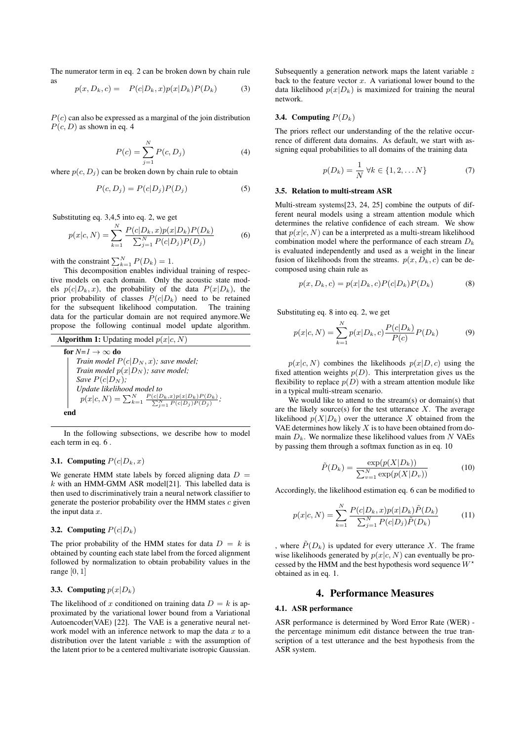The numerator term in eq. 2 can be broken down by chain rule as

$$p(x, D_k, c) = \quad P(c|D_k, x)p(x|D_k)P(D_k) \tag{3}$$

$P(c)$ can also be expressed as a marginal of the join distribution $P(c, D)$ as shown in eq. 4

$$P(c) = \sum_{j=1}^{N} P(c, D_j) \tag{4}$$

where $p(c, D_j)$ can be broken down by chain rule to obtain

$$P(c, D_j) = P(c|D_j)P(D_j) \tag{5}$$

Substituting eq. 3,4,5 into eq. 2, we get

$$p(x|c, N) = \sum_{k=1}^{N} \frac{P(c|D_k, x)p(x|D_k)P(D_k)}{\sum_{j=1}^{N} P(c|D_j)P(D_j)} \tag{6}$$

with the constraint $\sum_{k=1}^{N} P(D_k) = 1$.

This decomposition enables individual training of respective models on each domain. Only the acoustic state models $p(c|D_k, x)$, the probability of the data $P(x|D_k)$, the prior probability of classes $P(c|D_k)$ need to be retained for the subsequent likelihood computation. The training data for the particular domain are not required anymore.We propose the following continual model update algorithm.

**Algorithm 1:** Updating model $p(x|c, N)$

```
for N=1 → ∞ do
    Train model P(c|D_N, x); save model;
    Train model p(x|D_N); save model;
    Save P(c|D_N);
    Update likelihood model to
      p(x|c,N) = Σ_{k=1}^{N} P(c|D_k,x)p(x|D_k)P(D_k) / Σ_{j=1}^{N} P(c|D_j)P(D_j);
end
```

In the following subsections, we describe how to model each term in eq. 6 .

### 3.1. Computing $P(c|D_k, x)$

We generate HMM state labels by forced aligning data $D = k$ with an HMM-GMM ASR model[21]. This labelled data is then used to discriminatively train a neural network classifier to generate the posterior probability over the HMM states $c$ given the input data $x$.

### 3.2. Computing $P(c|D_k)$

The prior probability of the HMM states for data $D = k$ is obtained by counting each state label from the forced alignment followed by normalization to obtain probability values in the range $[0, 1]$

### 3.3. Computing $p(x|D_k)$

The likelihood of $x$ conditioned on training data $D = k$ is approximated by the variational lower bound from a Variational Autoencoder(VAE) [22]. The VAE is a generative neural network model with an inference network to map the data $x$ to a distribution over the latent variable $z$ with the assumption of the latent prior to be a centered multivariate isotropic Gaussian. Subsequently a generation network maps the latent variable $z$ back to the feature vector $x$. A variational lower bound to the data likelihood $p(x|D_k)$ is maximized for training the neural network.

### 3.4. Computing $P(D_k)$

The priors reflect our understanding of the the relative occurrence of different data domains. As default, we start with assigning equal probabilities to all domains of the training data

$$p(D_k) = \frac{1}{N} \; \forall k \in \{1, 2, \dots N\} \tag{7}$$

### 3.5. Relation to multi-stream ASR

Multi-stream systems[23, 24, 25] combine the outputs of different neural models using a stream attention module which determines the relative confidence of each stream. We show that $p(x|c, N)$ can be a interpreted as a multi-stream likelihood combination model where the performance of each stream $D_k$ is evaluated independently and used as a weight in the linear fusion of likelihoods from the streams. $p(x, D_k, c)$ can be decomposed using chain rule as

$$p(x, D_k, c) = p(x|D_k, c)P(c|D_k)P(D_k) \tag{8}$$

Substituting eq. 8 into eq. 2, we get

$$p(x|c, N) = \sum_{k=1}^{N} p(x|D_k, c)\frac{P(c|D_k)}{P(c)}P(D_k) \tag{9}$$

$p(x|c, N)$ combines the likelihoods $p(x|D, c)$ using the fixed attention weights $p(D)$. This interpretation gives us the flexibility to replace $p(D)$ with a stream attention module like in a typical multi-stream scenario.

We would like to attend to the stream(s) or domain(s) that are the likely source(s) for the test utterance $X$. The average likelihood $p(X|D_k)$ over the utterance $X$ obtained from the VAE determines how likely $X$ is to have been obtained from domain $D_k$. We normalize these likelihood values from $N$ VAEs by passing them through a softmax function as in eq. 10

$$\tilde{P}(D_k) = \frac{\exp(p(X|D_k))}{\sum_{v=1}^{N} \exp(p(X|D_v))} \tag{10}$$

Accordingly, the likelihood estimation eq. 6 can be modified to

$$p(x|c, N) = \sum_{k=1}^{N} \frac{P(c|D_k, x)p(x|D_k)\tilde{P}(D_k)}{\sum_{j=1}^{N} P(c|D_j)\tilde{P}(D_k)} \tag{11}$$

, where $\tilde{P}(D_k)$ is updated for every utterance $X$. The frame wise likelihoods generated by $p(x|c, N)$ can eventually be processed by the HMM and the best hypothesis word sequence $W^{\star}$ obtained as in eq. 1.

## 4. Performance Measures

### 4.1. ASR performance

ASR performance is determined by Word Error Rate (WER) - the percentage minimum edit distance between the true transcription of a test utterance and the best hypothesis from the ASR system.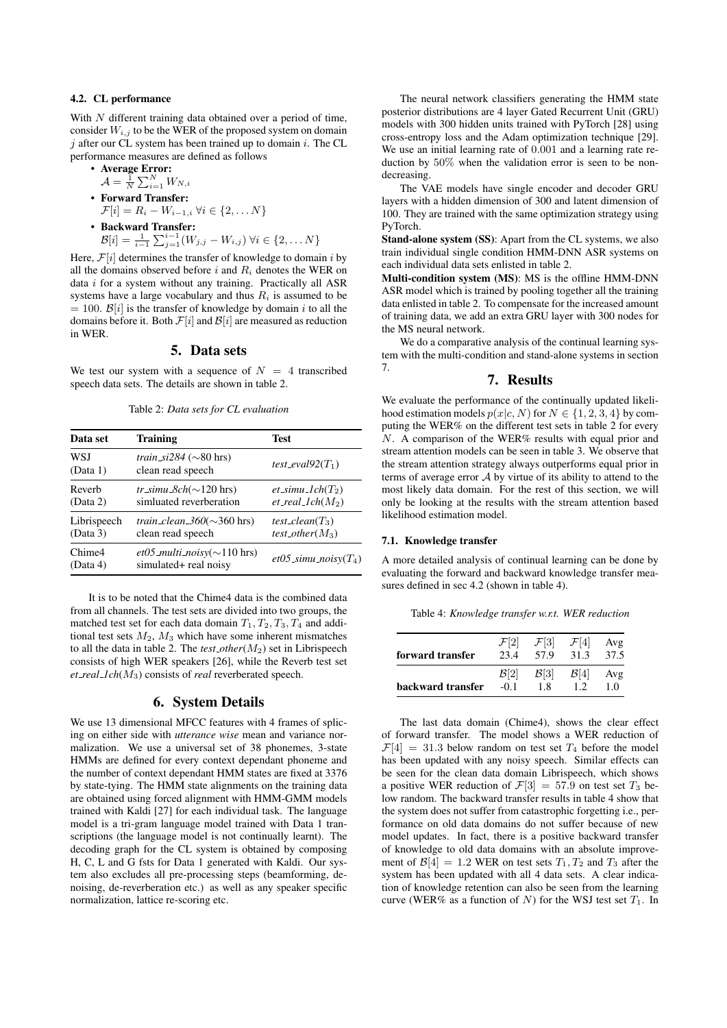### 4.2. CL performance

With $N$ different training data obtained over a period of time, consider $W_{i,j}$ to be the WER of the proposed system on domain $j$ after our CL system has been trained up to domain $i$. The CL performance measures are defined as follows

- **Average Error:** $\mathcal{A} = \frac{1}{N}\sum_{i=1}^{N} W_{N,i}$
- **Forward Transfer:** $\mathcal{F}[i] = R_i - W_{i-1,i}\ \forall i \in \{2, \ldots N\}$
- **Backward Transfer:** $\mathcal{B}[i] = \frac{1}{i-1}\sum_{j=1}^{i-1}(W_{j,j} - W_{i,j})\ \forall i \in \{2, \ldots N\}$

Here, $\mathcal{F}[i]$ determines the transfer of knowledge to domain $i$ by all the domains observed before $i$ and $R_i$ denotes the WER on data $i$ for a system without any training. Practically all ASR systems have a large vocabulary and thus $R_i$ is assumed to be $= 100$. $\mathcal{B}[i]$ is the transfer of knowledge by domain $i$ to all the domains before it. Both $\mathcal{F}[i]$ and $\mathcal{B}[i]$ are measured as reduction in WER.

## 5. Data sets

We test our system with a sequence of $N = 4$ transcribed speech data sets. The details are shown in table 2.

Table 2: *Data sets for CL evaluation*

| Data set | Training | Test |
|---|---|---|
| WSJ (Data 1) | *train_si284* (~80 hrs) clean read speech | *test_eval92*($T_1$) |
| Reverb (Data 2) | *tr_simu_8ch*(~120 hrs) simluated reverberation | *et_simu_1ch*($T_2$) *et_real_1ch*($M_2$) |
| Librispeech (Data 3) | *train_clean_360*(~360 hrs) clean read speech | *test_clean*($T_3$) *test_other*($M_3$) |
| Chime4 (Data 4) | *et05_multi_noisy*(~110 hrs) simulated+ real noisy | *et05_simu_noisy*($T_4$) |

It is to be noted that the Chime4 data is the combined data from all channels. The test sets are divided into two groups, the matched test set for each data domain $T_1, T_2, T_3, T_4$ and additional test sets $M_2$, $M_3$ which have some inherent mismatches to all the data in table 2. The *test_other*($M_2$) set in Librispeech consists of high WER speakers [26], while the Reverb test set *et_real_1ch*($M_3$) consists of *real* reverberated speech.

## 6. System Details

We use 13 dimensional MFCC features with 4 frames of splicing on either side with *utterance wise* mean and variance normalization. We use a universal set of 38 phonemes, 3-state HMMs are defined for every context dependant phoneme and the number of context dependant HMM states are fixed at 3376 by state-tying. The HMM state alignments on the training data are obtained using forced alignment with HMM-GMM models trained with Kaldi [27] for each individual task. The language model is a tri-gram language model trained with Data 1 transcriptions (the language model is not continually learnt). The decoding graph for the CL system is obtained by composing H, C, L and G fsts for Data 1 generated with Kaldi. Our system also excludes all pre-processing steps (beamforming, denoising, de-reverberation etc.) as well as any speaker specific normalization, lattice re-scoring etc.

The neural network classifiers generating the HMM state posterior distributions are 4 layer Gated Recurrent Unit (GRU) models with 300 hidden units trained with PyTorch [28] using cross-entropy loss and the Adam optimization technique [29]. We use an initial learning rate of $0.001$ and a learning rate reduction by $50\%$ when the validation error is seen to be non-decreasing.

The VAE models have single encoder and decoder GRU layers with a hidden dimension of 300 and latent dimension of 100. They are trained with the same optimization strategy using PyTorch.

**Stand-alone system (SS)**: Apart from the CL systems, we also train individual single condition HMM-DNN ASR systems on each individual data sets enlisted in table 2.

**Multi-condition system (MS)**: MS is the offline HMM-DNN ASR model which is trained by pooling together all the training data enlisted in table 2. To compensate for the increased amount of training data, we add an extra GRU layer with 300 nodes for the MS neural network.

We do a comparative analysis of the continual learning system with the multi-condition and stand-alone systems in section 7.

## 7. Results

We evaluate the performance of the continually updated likelihood estimation models $p(x|c, N)$ for $N \in \{1, 2, 3, 4\}$ by computing the WER% on the different test sets in table 2 for every $N$. A comparison of the WER% results with equal prior and stream attention models can be seen in table 3. We observe that the stream attention strategy always outperforms equal prior in terms of average error $\mathcal{A}$ by virtue of its ability to attend to the most likely data domain. For the rest of this section, we will only be looking at the results with the stream attention based likelihood estimation model.

### 7.1. Knowledge transfer

A more detailed analysis of continual learning can be done by evaluating the forward and backward knowledge transfer measures defined in sec 4.2 (shown in table 4).

Table 4: *Knowledge transfer w.r.t. WER reduction*

| | $\mathcal{F}[2]$ | $\mathcal{F}[3]$ | $\mathcal{F}[4]$ | Avg |
|---|---|---|---|---|
| **forward transfer** | 23.4 | 57.9 | 31.3 | 37.5 |
| | $\mathcal{B}[2]$ | $\mathcal{B}[3]$ | $\mathcal{B}[4]$ | Avg |
| **backward transfer** | -0.1 | 1.8 | 1.2 | 1.0 |

The last data domain (Chime4), shows the clear effect of forward transfer. The model shows a WER reduction of $\mathcal{F}[4] = 31.3$ below random on test set $T_4$ before the model has been updated with any noisy speech. Similar effects can be seen for the clean data domain Librispeech, which shows a positive WER reduction of $\mathcal{F}[3] = 57.9$ on test set $T_3$ below random. The backward transfer results in table 4 show that the system does not suffer from catastrophic forgetting i.e., performance on old data domains do not suffer because of new model updates. In fact, there is a positive backward transfer of knowledge to old data domains with an absolute improvement of $\mathcal{B}[4] = 1.2$ WER on test sets $T_1, T_2$ and $T_3$ after the system has been updated with all 4 data sets. A clear indication of knowledge retention can also be seen from the learning curve (WER% as a function of $N$) for the WSJ test set $T_1$. In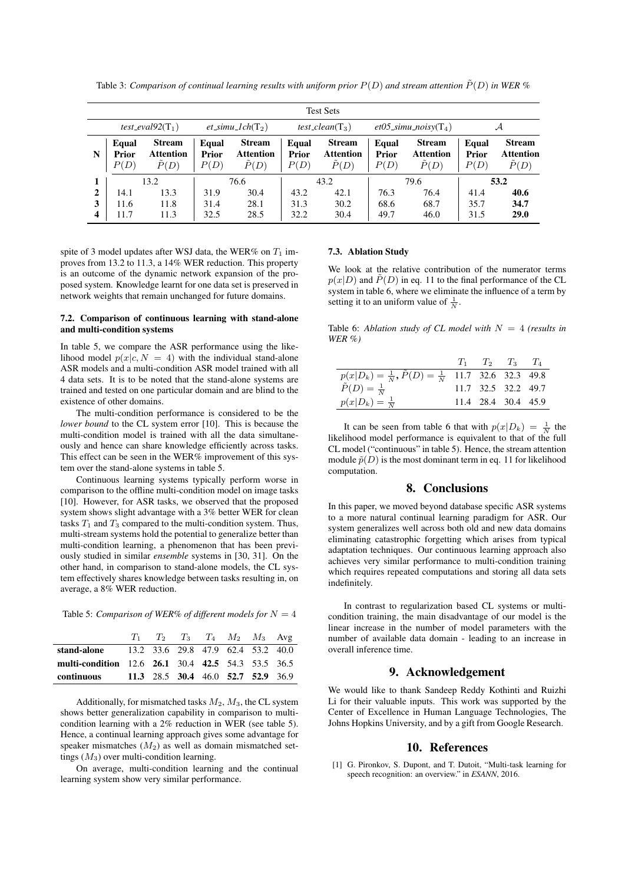Table 3: *Comparison of continual learning results with uniform prior $P(D)$ and stream attention $\tilde{P}(D)$ in WER %*

| | Test Sets | | | | | | | | | |
|---|---|---|---|---|---|---|---|---|---|---|
| | *test_eval92*($T_1$) | | *et_simu_1ch*($T_2$) | | *test_clean*($T_3$) | | *et05_simu_noisy*($T_4$) | | $\mathcal{A}$ | |
| **N** | **Equal Prior** $P(D)$ | **Stream Attention** $\tilde{P}(D)$ | **Equal Prior** $P(D)$ | **Stream Attention** $\tilde{P}(D)$ | **Equal Prior** $P(D)$ | **Stream Attention** $\tilde{P}(D)$ | **Equal Prior** $P(D)$ | **Stream Attention** $\tilde{P}(D)$ | **Equal Prior** $P(D)$ | **Stream Attention** $\tilde{P}(D)$ |
| **1** | 13.2 | | 76.6 | | 43.2 | | 79.6 | | **53.2** | |
| **2** | 14.1 | 13.3 | 31.9 | 30.4 | 43.2 | 42.1 | 76.3 | 76.4 | 41.4 | **40.6** |
| **3** | 11.6 | 11.8 | 31.4 | 28.1 | 31.3 | 30.2 | 68.6 | 68.7 | 35.7 | **34.7** |
| **4** | 11.7 | 11.3 | 32.5 | 28.5 | 32.2 | 30.4 | 49.7 | 46.0 | 31.5 | **29.0** |

spite of 3 model updates after WSJ data, the WER% on $T_1$ improves from 13.2 to 11.3, a 14% WER reduction. This property is an outcome of the dynamic network expansion of the proposed system. Knowledge learnt for one data set is preserved in network weights that remain unchanged for future domains.

### 7.2. Comparison of continuous learning with stand-alone and multi-condition systems

In table 5, we compare the ASR performance using the likelihood model $p(x|c, N = 4)$ with the individual stand-alone ASR models and a multi-condition ASR model trained with all 4 data sets. It is to be noted that the stand-alone systems are trained and tested on one particular domain and are blind to the existence of other domains.

The multi-condition performance is considered to be the *lower bound* to the CL system error [10]. This is because the multi-condition model is trained with all the data simultaneously and hence can share knowledge efficiently across tasks. This effect can be seen in the WER% improvement of this system over the stand-alone systems in table 5.

Continuous learning systems typically perform worse in comparison to the offline multi-condition model on image tasks [10]. However, for ASR tasks, we observed that the proposed system shows slight advantage with a 3% better WER for clean tasks $T_1$ and $T_3$ compared to the multi-condition system. Thus, multi-stream systems hold the potential to generalize better than multi-condition learning, a phenomenon that has been previously studied in similar *ensemble* systems in [30, 31]. On the other hand, in comparison to stand-alone models, the CL system effectively shares knowledge between tasks resulting in, on average, a 8% WER reduction.

Table 5: *Comparison of WER% of different models for $N = 4$*

| | $T_1$ | $T_2$ | $T_3$ | $T_4$ | $M_2$ | $M_3$ | Avg |
|---|---|---|---|---|---|---|---|
| **stand-alone** | 13.2 | 33.6 | 29.8 | 47.9 | 62.4 | 53.2 | 40.0 |
| **multi-condition** | 12.6 | **26.1** | 30.4 | **42.5** | 54.3 | 53.5 | 36.5 |
| **continuous** | **11.3** | 28.5 | **30.4** | 46.0 | **52.7** | **52.9** | 36.9 |

Additionally, for mismatched tasks $M_2$, $M_3$, the CL system shows better generalization capability in comparison to multi-condition learning with a 2% reduction in WER (see table 5). Hence, a continual learning approach gives some advantage for speaker mismatches ($M_2$) as well as domain mismatched settings ($M_3$) over multi-condition learning.

On average, multi-condition learning and the continual learning system show very similar performance.

### 7.3. Ablation Study

We look at the relative contribution of the numerator terms $p(x|D)$ and $\tilde{P}(D)$ in eq. 11 to the final performance of the CL system in table 6, where we eliminate the influence of a term by setting it to an uniform value of $\frac{1}{N}$.

Table 6: *Ablation study of CL model with $N = 4$ (results in WER %)*

| | $T_1$ | $T_2$ | $T_3$ | $T_4$ |
|---|---|---|---|---|
| $p(x\|D_k) = \frac{1}{N}$, $\tilde{P}(D) = \frac{1}{N}$ | 11.7 | 32.6 | 32.3 | 49.8 |
| $\tilde{P}(D) = \frac{1}{N}$ | 11.7 | 32.5 | 32.2 | 49.7 |
| $p(x\|D_k) = \frac{1}{N}$ | 11.4 | 28.4 | 30.4 | 45.9 |

It can be seen from table 6 that with $p(x|D_k) = \frac{1}{N}$ the likelihood model performance is equivalent to that of the full CL model ("continuous" in table 5). Hence, the stream attention module $\tilde{p}(D)$ is the most dominant term in eq. 11 for likelihood computation.

## 8. Conclusions

In this paper, we moved beyond database specific ASR systems to a more natural continual learning paradigm for ASR. Our system generalizes well across both old and new data domains eliminating catastrophic forgetting which arises from typical adaptation techniques. Our continuous learning approach also achieves very similar performance to multi-condition training which requires repeated computations and storing all data sets indefinitely.

In contrast to regularization based CL systems or multi-condition training, the main disadvantage of our model is the linear increase in the number of model parameters with the number of available data domain - leading to an increase in overall inference time.

## 9. Acknowledgement

We would like to thank Sandeep Reddy Kothinti and Ruizhi Li for their valuable inputs. This work was supported by the Center of Excellence in Human Language Technologies, The Johns Hopkins University, and by a gift from Google Research.

## 10. References

[1] G. Pironkov, S. Dupont, and T. Dutoit, "Multi-task learning for speech recognition: an overview." in *ESANN*, 2016.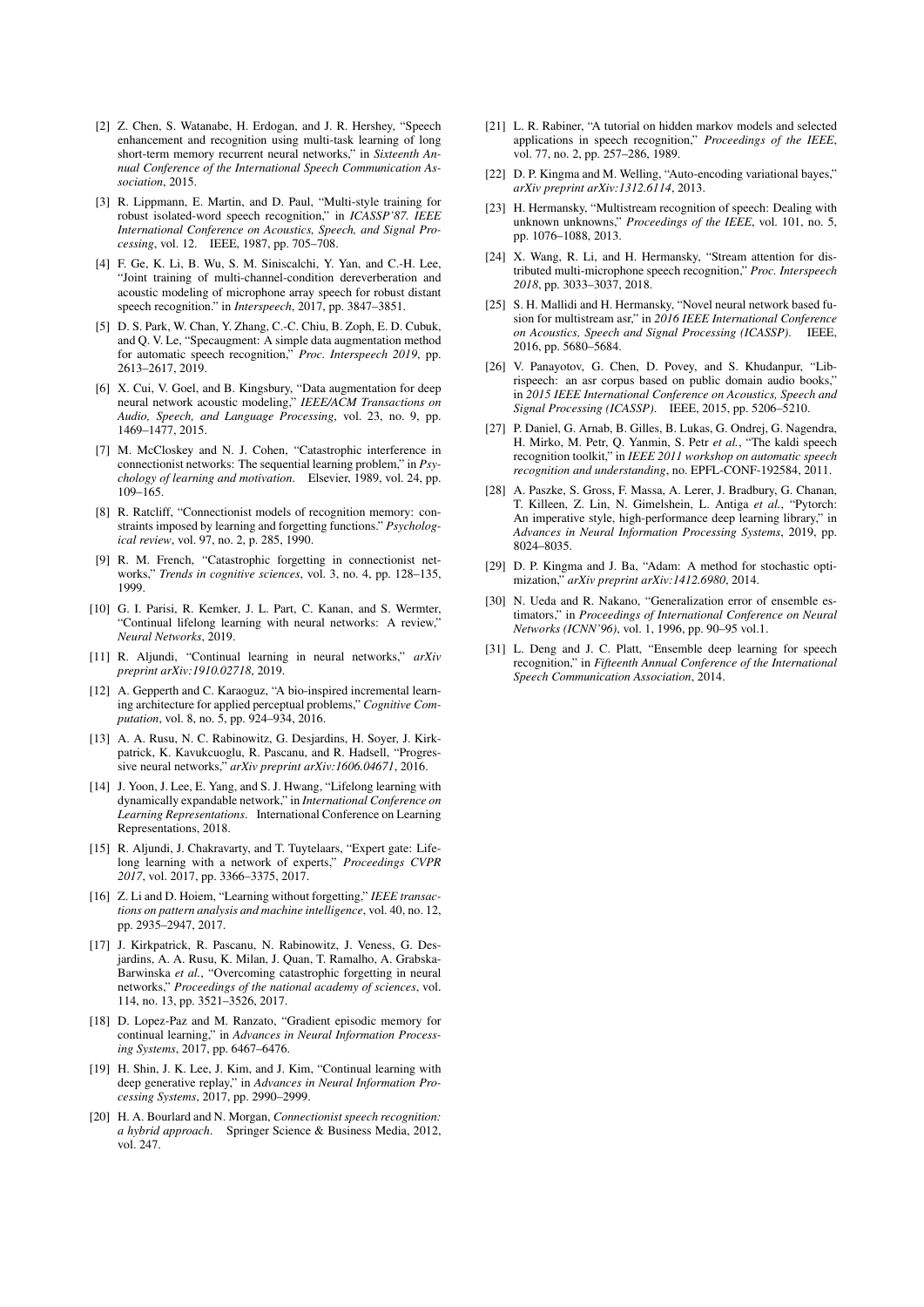[2] Z. Chen, S. Watanabe, H. Erdogan, and J. R. Hershey, "Speech enhancement and recognition using multi-task learning of long short-term memory recurrent neural networks," in *Sixteenth Annual Conference of the International Speech Communication Association*, 2015.

[3] R. Lippmann, E. Martin, and D. Paul, "Multi-style training for robust isolated-word speech recognition," in *ICASSP'87. IEEE International Conference on Acoustics, Speech, and Signal Processing*, vol. 12. IEEE, 1987, pp. 705–708.

[4] F. Ge, K. Li, B. Wu, S. M. Siniscalchi, Y. Yan, and C.-H. Lee, "Joint training of multi-channel-condition dereverberation and acoustic modeling of microphone array speech for robust distant speech recognition." in *Interspeech*, 2017, pp. 3847–3851.

[5] D. S. Park, W. Chan, Y. Zhang, C.-C. Chiu, B. Zoph, E. D. Cubuk, and Q. V. Le, "Specaugment: A simple data augmentation method for automatic speech recognition," *Proc. Interspeech 2019*, pp. 2613–2617, 2019.

[6] X. Cui, V. Goel, and B. Kingsbury, "Data augmentation for deep neural network acoustic modeling," *IEEE/ACM Transactions on Audio, Speech, and Language Processing*, vol. 23, no. 9, pp. 1469–1477, 2015.

[7] M. McCloskey and N. J. Cohen, "Catastrophic interference in connectionist networks: The sequential learning problem," in *Psychology of learning and motivation*. Elsevier, 1989, vol. 24, pp. 109–165.

[8] R. Ratcliff, "Connectionist models of recognition memory: constraints imposed by learning and forgetting functions." *Psychological review*, vol. 97, no. 2, p. 285, 1990.

[9] R. M. French, "Catastrophic forgetting in connectionist networks," *Trends in cognitive sciences*, vol. 3, no. 4, pp. 128–135, 1999.

[10] G. I. Parisi, R. Kemker, J. L. Part, C. Kanan, and S. Wermter, "Continual lifelong learning with neural networks: A review," *Neural Networks*, 2019.

[11] R. Aljundi, "Continual learning in neural networks," *arXiv preprint arXiv:1910.02718*, 2019.

[12] A. Gepperth and C. Karaoguz, "A bio-inspired incremental learning architecture for applied perceptual problems," *Cognitive Computation*, vol. 8, no. 5, pp. 924–934, 2016.

[13] A. A. Rusu, N. C. Rabinowitz, G. Desjardins, H. Soyer, J. Kirkpatrick, K. Kavukcuoglu, R. Pascanu, and R. Hadsell, "Progressive neural networks," *arXiv preprint arXiv:1606.04671*, 2016.

[14] J. Yoon, J. Lee, E. Yang, and S. J. Hwang, "Lifelong learning with dynamically expandable network," in *International Conference on Learning Representations*. International Conference on Learning Representations, 2018.

[15] R. Aljundi, J. Chakravarty, and T. Tuytelaars, "Expert gate: Lifelong learning with a network of experts," *Proceedings CVPR 2017*, vol. 2017, pp. 3366–3375, 2017.

[16] Z. Li and D. Hoiem, "Learning without forgetting," *IEEE transactions on pattern analysis and machine intelligence*, vol. 40, no. 12, pp. 2935–2947, 2017.

[17] J. Kirkpatrick, R. Pascanu, N. Rabinowitz, J. Veness, G. Desjardins, A. A. Rusu, K. Milan, J. Quan, T. Ramalho, A. Grabska-Barwinska *et al.*, "Overcoming catastrophic forgetting in neural networks," *Proceedings of the national academy of sciences*, vol. 114, no. 13, pp. 3521–3526, 2017.

[18] D. Lopez-Paz and M. Ranzato, "Gradient episodic memory for continual learning," in *Advances in Neural Information Processing Systems*, 2017, pp. 6467–6476.

[19] H. Shin, J. K. Lee, J. Kim, and J. Kim, "Continual learning with deep generative replay," in *Advances in Neural Information Processing Systems*, 2017, pp. 2990–2999.

[20] H. A. Bourlard and N. Morgan, *Connectionist speech recognition: a hybrid approach*. Springer Science & Business Media, 2012, vol. 247.

[21] L. R. Rabiner, "A tutorial on hidden markov models and selected applications in speech recognition," *Proceedings of the IEEE*, vol. 77, no. 2, pp. 257–286, 1989.

[22] D. P. Kingma and M. Welling, "Auto-encoding variational bayes," *arXiv preprint arXiv:1312.6114*, 2013.

[23] H. Hermansky, "Multistream recognition of speech: Dealing with unknown unknowns," *Proceedings of the IEEE*, vol. 101, no. 5, pp. 1076–1088, 2013.

[24] X. Wang, R. Li, and H. Hermansky, "Stream attention for distributed multi-microphone speech recognition," *Proc. Interspeech 2018*, pp. 3033–3037, 2018.

[25] S. H. Mallidi and H. Hermansky, "Novel neural network based fusion for multistream asr," in *2016 IEEE International Conference on Acoustics, Speech and Signal Processing (ICASSP)*. IEEE, 2016, pp. 5680–5684.

[26] V. Panayotov, G. Chen, D. Povey, and S. Khudanpur, "Librispeech: an asr corpus based on public domain audio books," in *2015 IEEE International Conference on Acoustics, Speech and Signal Processing (ICASSP)*. IEEE, 2015, pp. 5206–5210.

[27] P. Daniel, G. Arnab, B. Gilles, B. Lukas, G. Ondrej, G. Nagendra, H. Mirko, M. Petr, Q. Yanmin, S. Petr *et al.*, "The kaldi speech recognition toolkit," in *IEEE 2011 workshop on automatic speech recognition and understanding*, no. EPFL-CONF-192584, 2011.

[28] A. Paszke, S. Gross, F. Massa, A. Lerer, J. Bradbury, G. Chanan, T. Killeen, Z. Lin, N. Gimelshein, L. Antiga *et al.*, "Pytorch: An imperative style, high-performance deep learning library," in *Advances in Neural Information Processing Systems*, 2019, pp. 8024–8035.

[29] D. P. Kingma and J. Ba, "Adam: A method for stochastic optimization," *arXiv preprint arXiv:1412.6980*, 2014.

[30] N. Ueda and R. Nakano, "Generalization error of ensemble estimators," in *Proceedings of International Conference on Neural Networks (ICNN'96)*, vol. 1, 1996, pp. 90–95 vol.1.

[31] L. Deng and J. C. Platt, "Ensemble deep learning for speech recognition," in *Fifteenth Annual Conference of the International Speech Communication Association*, 2014.